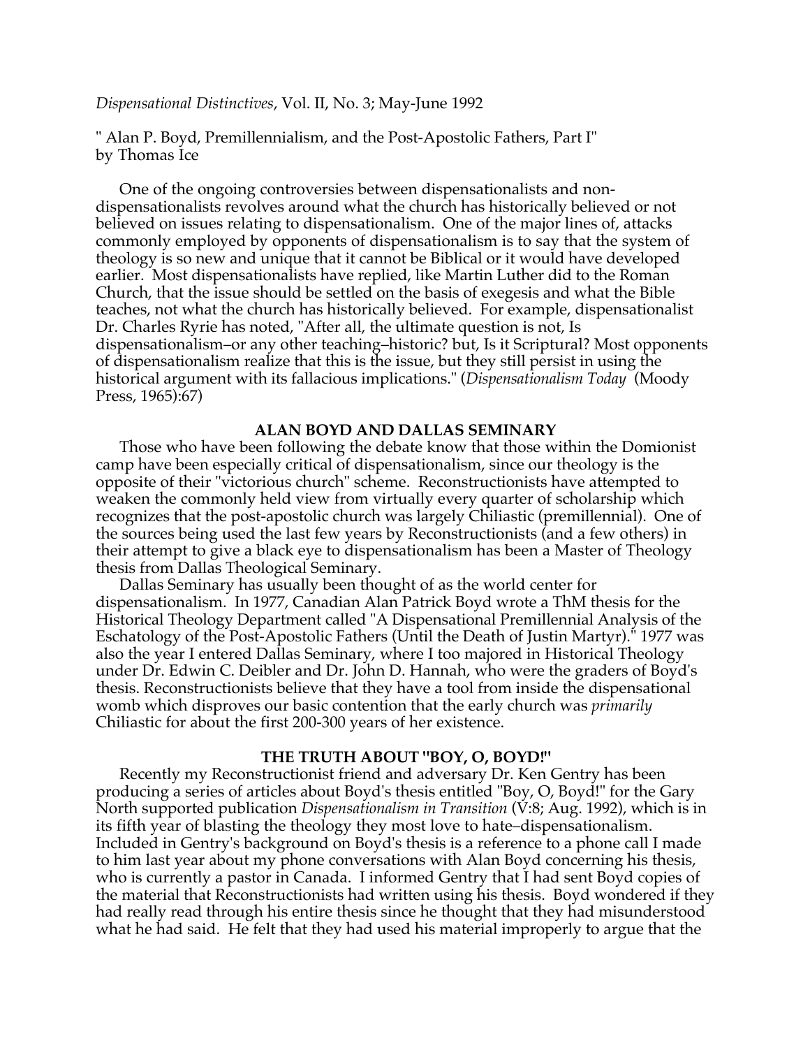*Dispensational Distinctives*, Vol. II, No. 3; May-June 1992

" Alan P. Boyd, Premillennialism, and the Post-Apostolic Fathers, Part I"
by Thomas Ice

One of the ongoing controversies between dispensationalists and non-dispensationalists revolves around what the church has historically believed or not believed on issues relating to dispensationalism. One of the major lines of, attacks commonly employed by opponents of dispensationalism is to say that the system of theology is so new and unique that it cannot be Biblical or it would have developed earlier. Most dispensationalists have replied, like Martin Luther did to the Roman Church, that the issue should be settled on the basis of exegesis and what the Bible teaches, not what the church has historically believed. For example, dispensationalist Dr. Charles Ryrie has noted, "After all, the ultimate question is not, Is dispensationalism–or any other teaching–historic? but, Is it Scriptural? Most opponents of dispensationalism realize that this is the issue, but they still persist in using the historical argument with its fallacious implications." (*Dispensationalism Today* (Moody Press, 1965):67)

**ALAN BOYD AND DALLAS SEMINARY**

Those who have been following the debate know that those within the Domionist camp have been especially critical of dispensationalism, since our theology is the opposite of their "victorious church" scheme. Reconstructionists have attempted to weaken the commonly held view from virtually every quarter of scholarship which recognizes that the post-apostolic church was largely Chiliastic (premillennial). One of the sources being used the last few years by Reconstructionists (and a few others) in their attempt to give a black eye to dispensationalism has been a Master of Theology thesis from Dallas Theological Seminary.

Dallas Seminary has usually been thought of as the world center for dispensationalism. In 1977, Canadian Alan Patrick Boyd wrote a ThM thesis for the Historical Theology Department called "A Dispensational Premillennial Analysis of the Eschatology of the Post-Apostolic Fathers (Until the Death of Justin Martyr)." 1977 was also the year I entered Dallas Seminary, where I too majored in Historical Theology under Dr. Edwin C. Deibler and Dr. John D. Hannah, who were the graders of Boyd's thesis. Reconstructionists believe that they have a tool from inside the dispensational womb which disproves our basic contention that the early church was *primarily* Chiliastic for about the first 200-300 years of her existence.

**THE TRUTH ABOUT "BOY, O, BOYD!"**

Recently my Reconstructionist friend and adversary Dr. Ken Gentry has been producing a series of articles about Boyd's thesis entitled "Boy, O, Boyd!" for the Gary North supported publication *Dispensationalism in Transition* (V:8; Aug. 1992), which is in its fifth year of blasting the theology they most love to hate–dispensationalism. Included in Gentry's background on Boyd's thesis is a reference to a phone call I made to him last year about my phone conversations with Alan Boyd concerning his thesis, who is currently a pastor in Canada. I informed Gentry that I had sent Boyd copies of the material that Reconstructionists had written using his thesis. Boyd wondered if they had really read through his entire thesis since he thought that they had misunderstood what he had said. He felt that they had used his material improperly to argue that the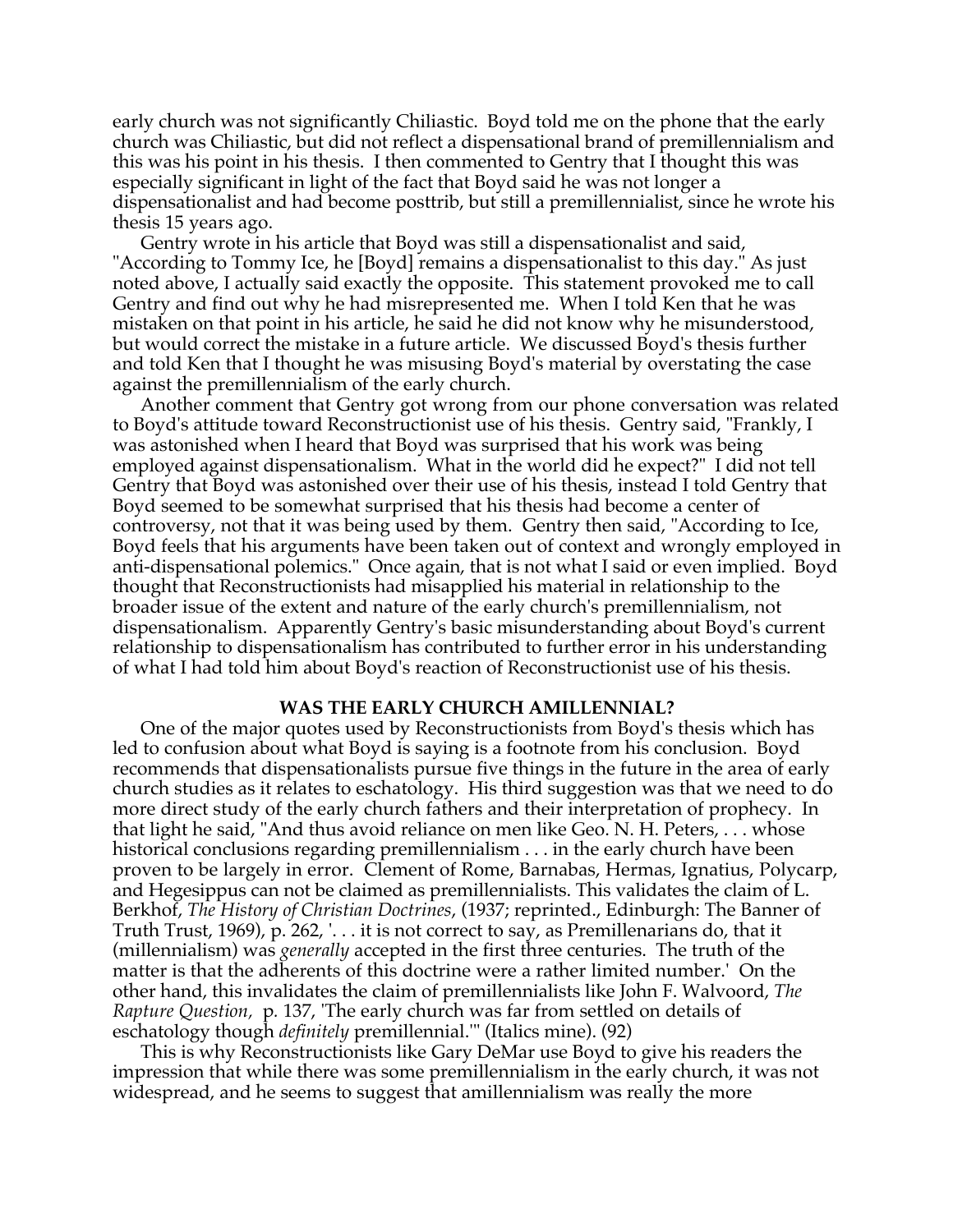early church was not significantly Chiliastic. Boyd told me on the phone that the early church was Chiliastic, but did not reflect a dispensational brand of premillennialism and this was his point in his thesis. I then commented to Gentry that I thought this was especially significant in light of the fact that Boyd said he was not longer a dispensationalist and had become posttrib, but still a premillennialist, since he wrote his thesis 15 years ago.

Gentry wrote in his article that Boyd was still a dispensationalist and said, "According to Tommy Ice, he [Boyd] remains a dispensationalist to this day." As just noted above, I actually said exactly the opposite. This statement provoked me to call Gentry and find out why he had misrepresented me. When I told Ken that he was mistaken on that point in his article, he said he did not know why he misunderstood, but would correct the mistake in a future article. We discussed Boyd's thesis further and told Ken that I thought he was misusing Boyd's material by overstating the case against the premillennialism of the early church.

Another comment that Gentry got wrong from our phone conversation was related to Boyd's attitude toward Reconstructionist use of his thesis. Gentry said, "Frankly, I was astonished when I heard that Boyd was surprised that his work was being employed against dispensationalism. What in the world did he expect?" I did not tell Gentry that Boyd was astonished over their use of his thesis, instead I told Gentry that Boyd seemed to be somewhat surprised that his thesis had become a center of controversy, not that it was being used by them. Gentry then said, "According to Ice, Boyd feels that his arguments have been taken out of context and wrongly employed in anti-dispensational polemics." Once again, that is not what I said or even implied. Boyd thought that Reconstructionists had misapplied his material in relationship to the broader issue of the extent and nature of the early church's premillennialism, not dispensationalism. Apparently Gentry's basic misunderstanding about Boyd's current relationship to dispensationalism has contributed to further error in his understanding of what I had told him about Boyd's reaction of Reconstructionist use of his thesis.

**WAS THE EARLY CHURCH AMILLENNIAL?**

One of the major quotes used by Reconstructionists from Boyd's thesis which has led to confusion about what Boyd is saying is a footnote from his conclusion. Boyd recommends that dispensationalists pursue five things in the future in the area of early church studies as it relates to eschatology. His third suggestion was that we need to do more direct study of the early church fathers and their interpretation of prophecy. In that light he said, "And thus avoid reliance on men like Geo. N. H. Peters, . . . whose historical conclusions regarding premillennialism . . . in the early church have been proven to be largely in error. Clement of Rome, Barnabas, Hermas, Ignatius, Polycarp, and Hegesippus can not be claimed as premillennialists. This validates the claim of L. Berkhof, *The History of Christian Doctrines*, (1937; reprinted., Edinburgh: The Banner of Truth Trust, 1969), p. 262, '. . . it is not correct to say, as Premillenarians do, that it (millennialism) was *generally* accepted in the first three centuries. The truth of the matter is that the adherents of this doctrine were a rather limited number.' On the other hand, this invalidates the claim of premillennialists like John F. Walvoord, *The Rapture Question,* p. 137, 'The early church was far from settled on details of eschatology though *definitely* premillennial.'" (Italics mine). (92)

This is why Reconstructionists like Gary DeMar use Boyd to give his readers the impression that while there was some premillennialism in the early church, it was not widespread, and he seems to suggest that amillennialism was really the more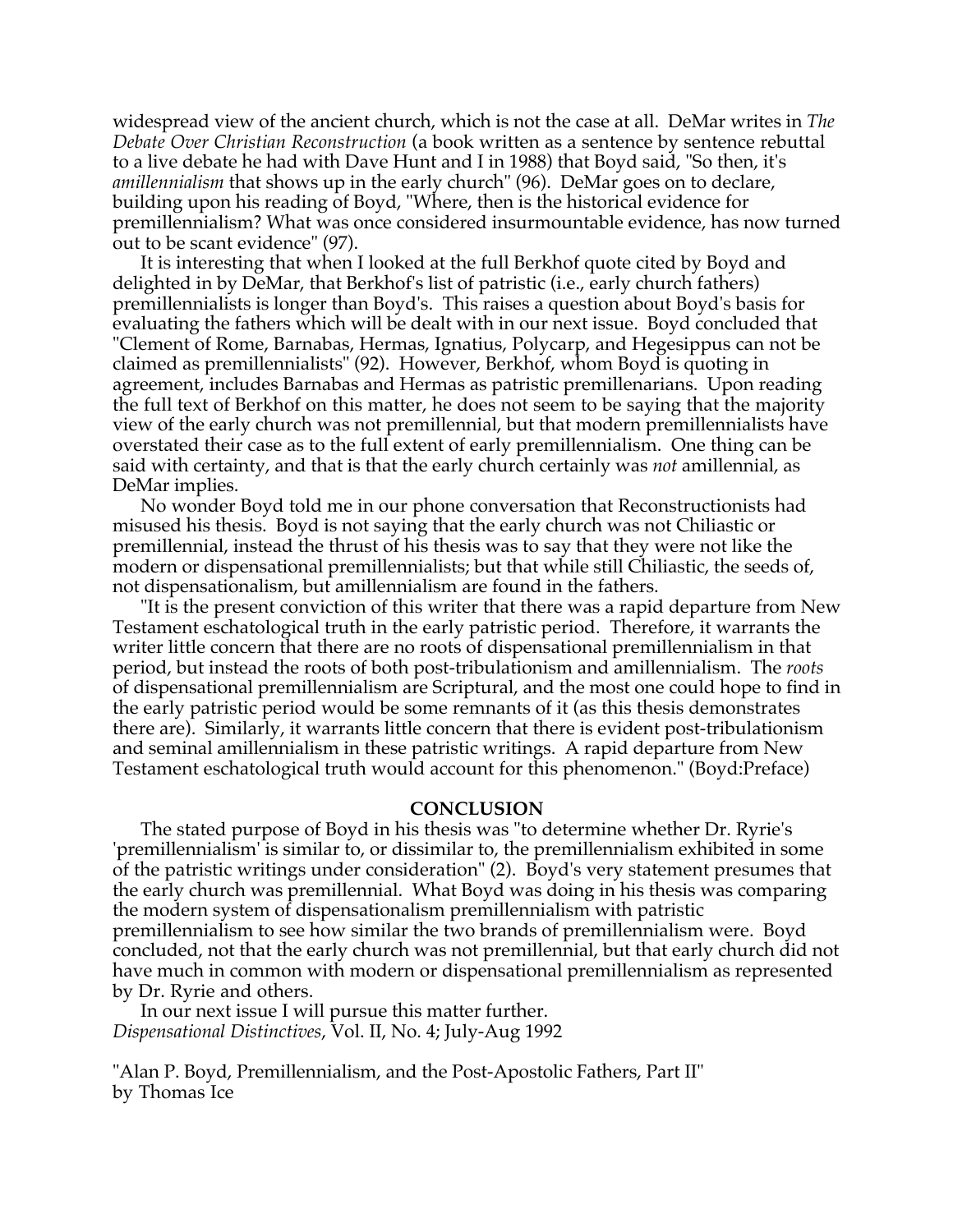widespread view of the ancient church, which is not the case at all. DeMar writes in *The Debate Over Christian Reconstruction* (a book written as a sentence by sentence rebuttal to a live debate he had with Dave Hunt and I in 1988) that Boyd said, "So then, it's *amillennialism* that shows up in the early church" (96). DeMar goes on to declare, building upon his reading of Boyd, "Where, then is the historical evidence for premillennialism? What was once considered insurmountable evidence, has now turned out to be scant evidence" (97).

It is interesting that when I looked at the full Berkhof quote cited by Boyd and delighted in by DeMar, that Berkhof's list of patristic (i.e., early church fathers) premillennialists is longer than Boyd's. This raises a question about Boyd's basis for evaluating the fathers which will be dealt with in our next issue. Boyd concluded that "Clement of Rome, Barnabas, Hermas, Ignatius, Polycarp, and Hegesippus can not be claimed as premillennialists" (92). However, Berkhof, whom Boyd is quoting in agreement, includes Barnabas and Hermas as patristic premillenarians. Upon reading the full text of Berkhof on this matter, he does not seem to be saying that the majority view of the early church was not premillennial, but that modern premillennialists have overstated their case as to the full extent of early premillennialism. One thing can be said with certainty, and that is that the early church certainly was *not* amillennial, as DeMar implies.

No wonder Boyd told me in our phone conversation that Reconstructionists had misused his thesis. Boyd is not saying that the early church was not Chiliastic or premillennial, instead the thrust of his thesis was to say that they were not like the modern or dispensational premillennialists; but that while still Chiliastic, the seeds of, not dispensationalism, but amillennialism are found in the fathers.

"It is the present conviction of this writer that there was a rapid departure from New Testament eschatological truth in the early patristic period. Therefore, it warrants the writer little concern that there are no roots of dispensational premillennialism in that period, but instead the roots of both post-tribulationism and amillennialism. The *roots* of dispensational premillennialism are Scriptural, and the most one could hope to find in the early patristic period would be some remnants of it (as this thesis demonstrates there are). Similarly, it warrants little concern that there is evident post-tribulationism and seminal amillennialism in these patristic writings. A rapid departure from New Testament eschatological truth would account for this phenomenon." (Boyd:Preface)

## CONCLUSION

The stated purpose of Boyd in his thesis was "to determine whether Dr. Ryrie's 'premillennialism' is similar to, or dissimilar to, the premillennialism exhibited in some of the patristic writings under consideration" (2). Boyd's very statement presumes that the early church was premillennial. What Boyd was doing in his thesis was comparing the modern system of dispensationalism premillennialism with patristic premillennialism to see how similar the two brands of premillennialism were. Boyd concluded, not that the early church was not premillennial, but that early church did not have much in common with modern or dispensational premillennialism as represented by Dr. Ryrie and others.

In our next issue I will pursue this matter further.

*Dispensational Distinctives*, Vol. II, No. 4; July-Aug 1992

"Alan P. Boyd, Premillennialism, and the Post-Apostolic Fathers, Part II"
by Thomas Ice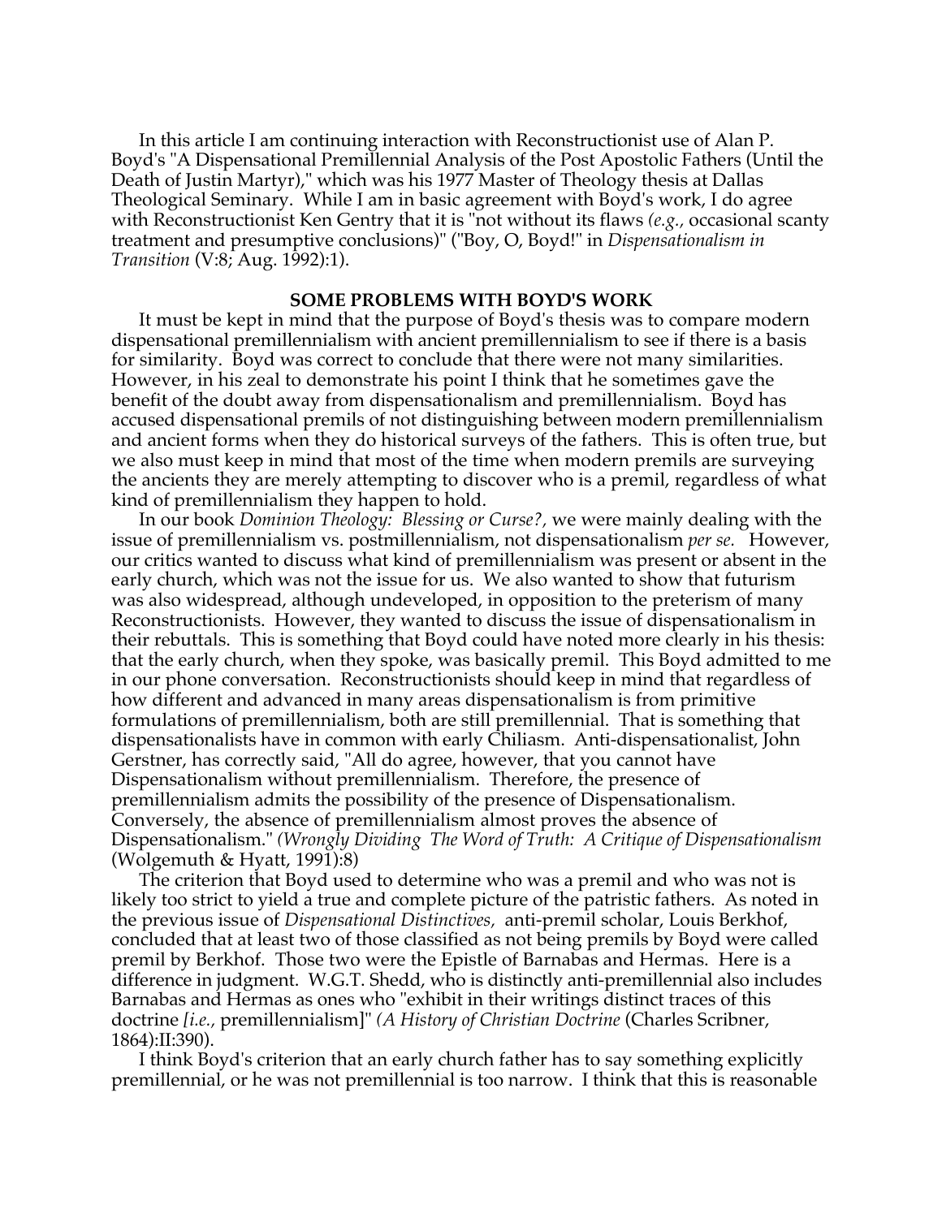In this article I am continuing interaction with Reconstructionist use of Alan P. Boyd's "A Dispensational Premillennial Analysis of the Post Apostolic Fathers (Until the Death of Justin Martyr)," which was his 1977 Master of Theology thesis at Dallas Theological Seminary. While I am in basic agreement with Boyd's work, I do agree with Reconstructionist Ken Gentry that it is "not without its flaws *(e.g.,* occasional scanty treatment and presumptive conclusions)" ("Boy, O, Boyd!" in *Dispensationalism in Transition* (V:8; Aug. 1992):1).

### SOME PROBLEMS WITH BOYD'S WORK

It must be kept in mind that the purpose of Boyd's thesis was to compare modern dispensational premillennialism with ancient premillennialism to see if there is a basis for similarity. Boyd was correct to conclude that there were not many similarities. However, in his zeal to demonstrate his point I think that he sometimes gave the benefit of the doubt away from dispensationalism and premillennialism. Boyd has accused dispensational premils of not distinguishing between modern premillennialism and ancient forms when they do historical surveys of the fathers. This is often true, but we also must keep in mind that most of the time when modern premils are surveying the ancients they are merely attempting to discover who is a premil, regardless of what kind of premillennialism they happen to hold.

In our book *Dominion Theology: Blessing or Curse?,* we were mainly dealing with the issue of premillennialism vs. postmillennialism, not dispensationalism *per se.* However, our critics wanted to discuss what kind of premillennialism was present or absent in the early church, which was not the issue for us. We also wanted to show that futurism was also widespread, although undeveloped, in opposition to the preterism of many Reconstructionists. However, they wanted to discuss the issue of dispensationalism in their rebuttals. This is something that Boyd could have noted more clearly in his thesis: that the early church, when they spoke, was basically premil. This Boyd admitted to me in our phone conversation. Reconstructionists should keep in mind that regardless of how different and advanced in many areas dispensationalism is from primitive formulations of premillennialism, both are still premillennial. That is something that dispensationalists have in common with early Chiliasm. Anti-dispensationalist, John Gerstner, has correctly said, "All do agree, however, that you cannot have Dispensationalism without premillennialism. Therefore, the presence of premillennialism admits the possibility of the presence of Dispensationalism. Conversely, the absence of premillennialism almost proves the absence of Dispensationalism." *(Wrongly Dividing The Word of Truth: A Critique of Dispensationalism* (Wolgemuth & Hyatt, 1991):8)

The criterion that Boyd used to determine who was a premil and who was not is likely too strict to yield a true and complete picture of the patristic fathers. As noted in the previous issue of *Dispensational Distinctives,* anti-premil scholar, Louis Berkhof, concluded that at least two of those classified as not being premils by Boyd were called premil by Berkhof. Those two were the Epistle of Barnabas and Hermas. Here is a difference in judgment. W.G.T. Shedd, who is distinctly anti-premillennial also includes Barnabas and Hermas as ones who "exhibit in their writings distinct traces of this doctrine *[i.e.,* premillennialism]" *(A History of Christian Doctrine* (Charles Scribner, 1864):II:390).

I think Boyd's criterion that an early church father has to say something explicitly premillennial, or he was not premillennial is too narrow. I think that this is reasonable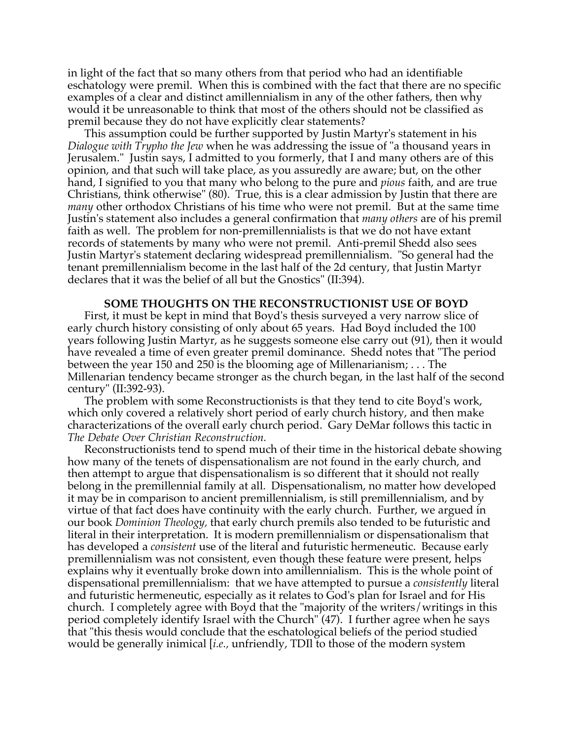in light of the fact that so many others from that period who had an identifiable eschatology were premil. When this is combined with the fact that there are no specific examples of a clear and distinct amillennialism in any of the other fathers, then why would it be unreasonable to think that most of the others should not be classified as premil because they do not have explicitly clear statements?

This assumption could be further supported by Justin Martyr's statement in his *Dialogue with Trypho the Jew* when he was addressing the issue of "a thousand years in Jerusalem." Justin says, I admitted to you formerly, that I and many others are of this opinion, and that such will take place, as you assuredly are aware; but, on the other hand, I signified to you that many who belong to the pure and *pious* faith, and are true Christians, think otherwise" (80). True, this is a clear admission by Justin that there are *many* other orthodox Christians of his time who were not premil. But at the same time Justin's statement also includes a general confirmation that *many others* are of his premil faith as well. The problem for non-premillennialists is that we do not have extant records of statements by many who were not premil. Anti-premil Shedd also sees Justin Martyr's statement declaring widespread premillennialism. "So general had the tenant premillennialism become in the last half of the 2d century, that Justin Martyr declares that it was the belief of all but the Gnostics" (II:394).

## SOME THOUGHTS ON THE RECONSTRUCTIONIST USE OF BOYD

First, it must be kept in mind that Boyd's thesis surveyed a very narrow slice of early church history consisting of only about 65 years. Had Boyd included the 100 years following Justin Martyr, as he suggests someone else carry out (91), then it would have revealed a time of even greater premil dominance. Shedd notes that "The period between the year 150 and 250 is the blooming age of Millenarianism; . . . The Millenarian tendency became stronger as the church began, in the last half of the second century" (II:392-93).

The problem with some Reconstructionists is that they tend to cite Boyd's work, which only covered a relatively short period of early church history, and then make characterizations of the overall early church period. Gary DeMar follows this tactic in *The Debate Over Christian Reconstruction.*

Reconstructionists tend to spend much of their time in the historical debate showing how many of the tenets of dispensationalism are not found in the early church, and then attempt to argue that dispensationalism is so different that it should not really belong in the premillennial family at all. Dispensationalism, no matter how developed it may be in comparison to ancient premillennialism, is still premillennialism, and by virtue of that fact does have continuity with the early church. Further, we argued in our book *Dominion Theology,* that early church premils also tended to be futuristic and literal in their interpretation. It is modern premillennialism or dispensationalism that has developed a *consistent* use of the literal and futuristic hermeneutic. Because early premillennialism was not consistent, even though these feature were present, helps explains why it eventually broke down into amillennialism. This is the whole point of dispensational premillennialism: that we have attempted to pursue a *consistently* literal and futuristic hermeneutic, especially as it relates to God's plan for Israel and for His church. I completely agree with Boyd that the "majority of the writers/writings in this period completely identify Israel with the Church" (47). I further agree when he says that "this thesis would conclude that the eschatological beliefs of the period studied would be generally inimical [*i.e.,* unfriendly, TDI] to those of the modern system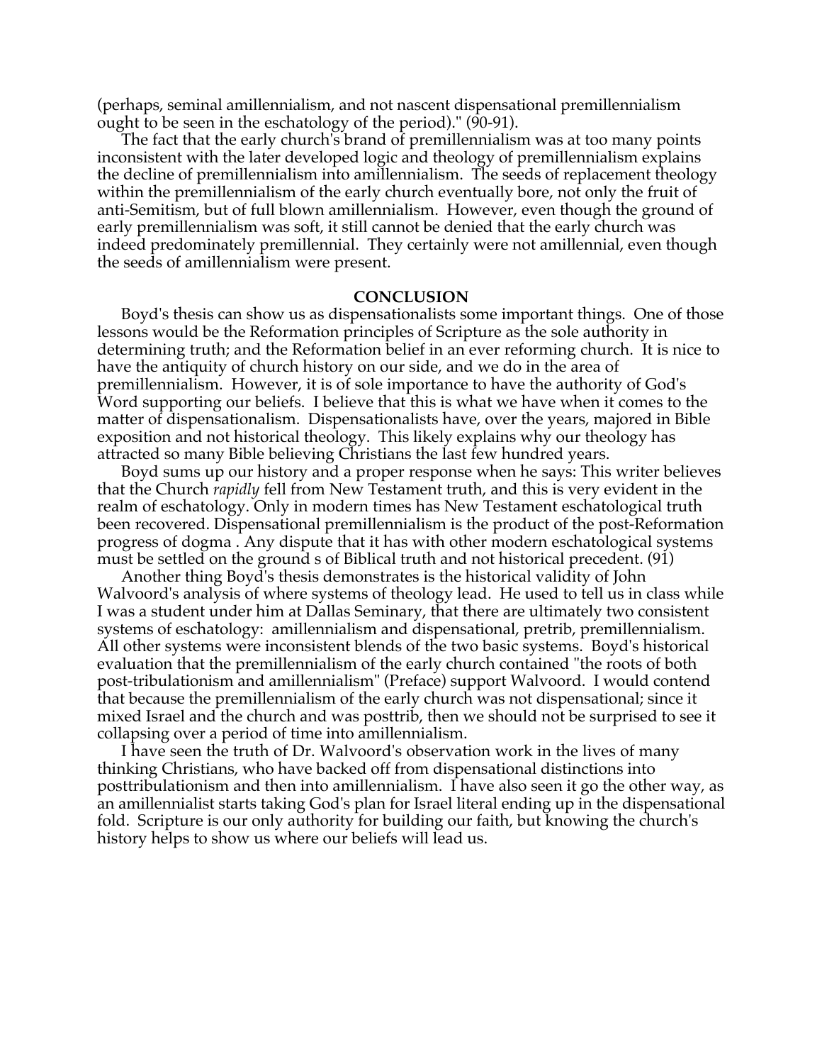(perhaps, seminal amillennialism, and not nascent dispensational premillennialism ought to be seen in the eschatology of the period)." (90-91).

The fact that the early church's brand of premillennialism was at too many points inconsistent with the later developed logic and theology of premillennialism explains the decline of premillennialism into amillennialism. The seeds of replacement theology within the premillennialism of the early church eventually bore, not only the fruit of anti-Semitism, but of full blown amillennialism. However, even though the ground of early premillennialism was soft, it still cannot be denied that the early church was indeed predominately premillennial. They certainly were not amillennial, even though the seeds of amillennialism were present.

## CONCLUSION

Boyd's thesis can show us as dispensationalists some important things. One of those lessons would be the Reformation principles of Scripture as the sole authority in determining truth; and the Reformation belief in an ever reforming church. It is nice to have the antiquity of church history on our side, and we do in the area of premillennialism. However, it is of sole importance to have the authority of God's Word supporting our beliefs. I believe that this is what we have when it comes to the matter of dispensationalism. Dispensationalists have, over the years, majored in Bible exposition and not historical theology. This likely explains why our theology has attracted so many Bible believing Christians the last few hundred years.

Boyd sums up our history and a proper response when he says: This writer believes that the Church *rapidly* fell from New Testament truth, and this is very evident in the realm of eschatology. Only in modern times has New Testament eschatological truth been recovered. Dispensational premillennialism is the product of the post-Reformation progress of dogma . Any dispute that it has with other modern eschatological systems must be settled on the ground s of Biblical truth and not historical precedent. (91)

Another thing Boyd's thesis demonstrates is the historical validity of John Walvoord's analysis of where systems of theology lead. He used to tell us in class while I was a student under him at Dallas Seminary, that there are ultimately two consistent systems of eschatology: amillennialism and dispensational, pretrib, premillennialism. All other systems were inconsistent blends of the two basic systems. Boyd's historical evaluation that the premillennialism of the early church contained "the roots of both post-tribulationism and amillennialism" (Preface) support Walvoord. I would contend that because the premillennialism of the early church was not dispensational; since it mixed Israel and the church and was posttrib, then we should not be surprised to see it collapsing over a period of time into amillennialism.

I have seen the truth of Dr. Walvoord's observation work in the lives of many thinking Christians, who have backed off from dispensational distinctions into posttribulationism and then into amillennialism. I have also seen it go the other way, as an amillennialist starts taking God's plan for Israel literal ending up in the dispensational fold. Scripture is our only authority for building our faith, but knowing the church's history helps to show us where our beliefs will lead us.